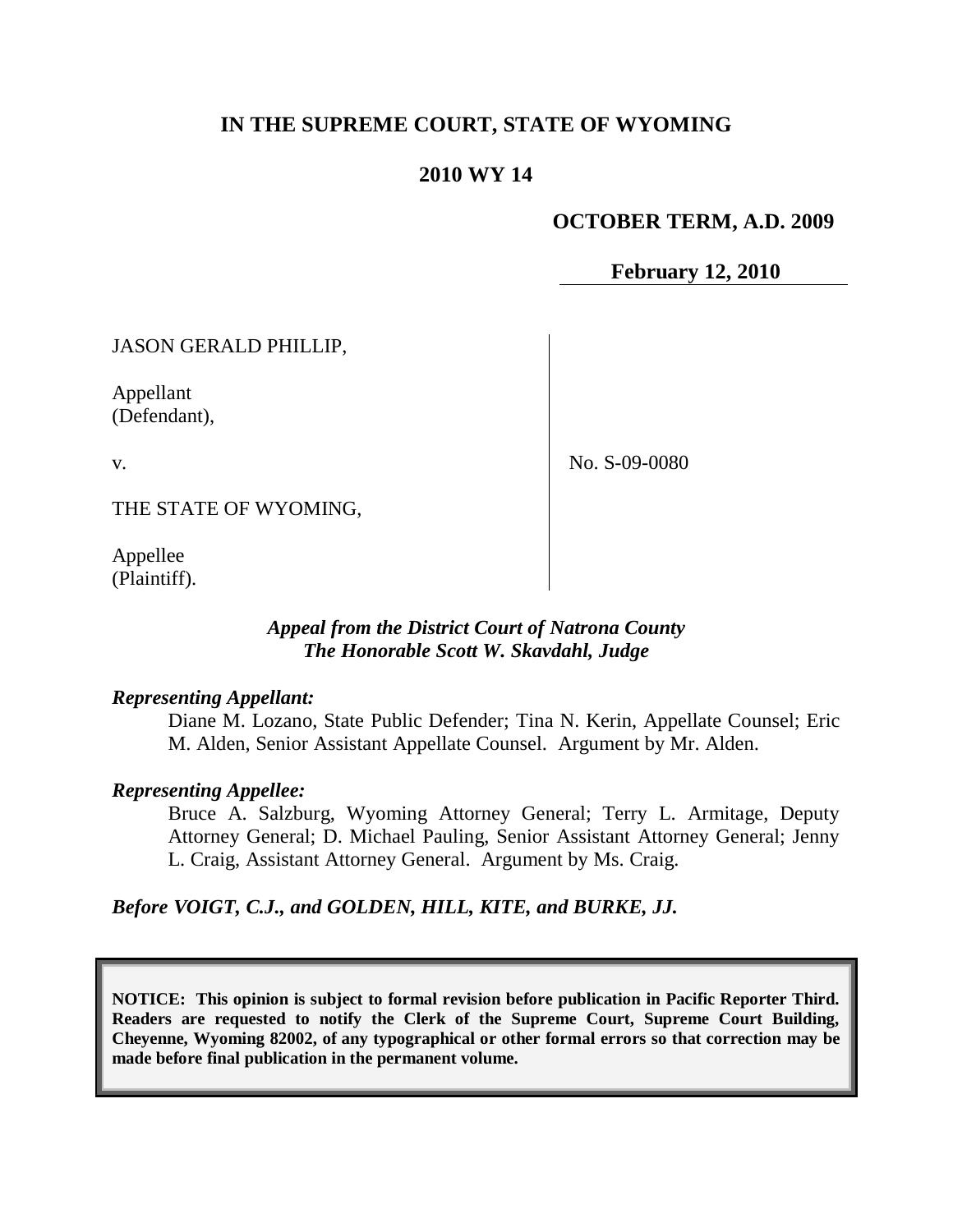# IN THE SUPREME COURT, STATE OF WYOMING

## 2010 WY 14

**OCTOBER TERM, A.D. 2009**

**February 12, 2010**

| | |
|---|---|
| JASON GERALD PHILLIP,<br><br>Appellant<br>(Defendant),<br><br>v.<br><br>THE STATE OF WYOMING,<br><br>Appellee<br>(Plaintiff). | No. S-09-0080 |

***Appeal from the District Court of Natrona County***
***The Honorable Scott W. Skavdahl, Judge***

***Representing Appellant:***

Diane M. Lozano, State Public Defender; Tina N. Kerin, Appellate Counsel; Eric M. Alden, Senior Assistant Appellate Counsel. Argument by Mr. Alden.

***Representing Appellee:***

Bruce A. Salzburg, Wyoming Attorney General; Terry L. Armitage, Deputy Attorney General; D. Michael Pauling, Senior Assistant Attorney General; Jenny L. Craig, Assistant Attorney General. Argument by Ms. Craig.

***Before VOIGT, C.J., and GOLDEN, HILL, KITE, and BURKE, JJ.***

**NOTICE: This opinion is subject to formal revision before publication in Pacific Reporter Third. Readers are requested to notify the Clerk of the Supreme Court, Supreme Court Building, Cheyenne, Wyoming 82002, of any typographical or other formal errors so that correction may be made before final publication in the permanent volume.**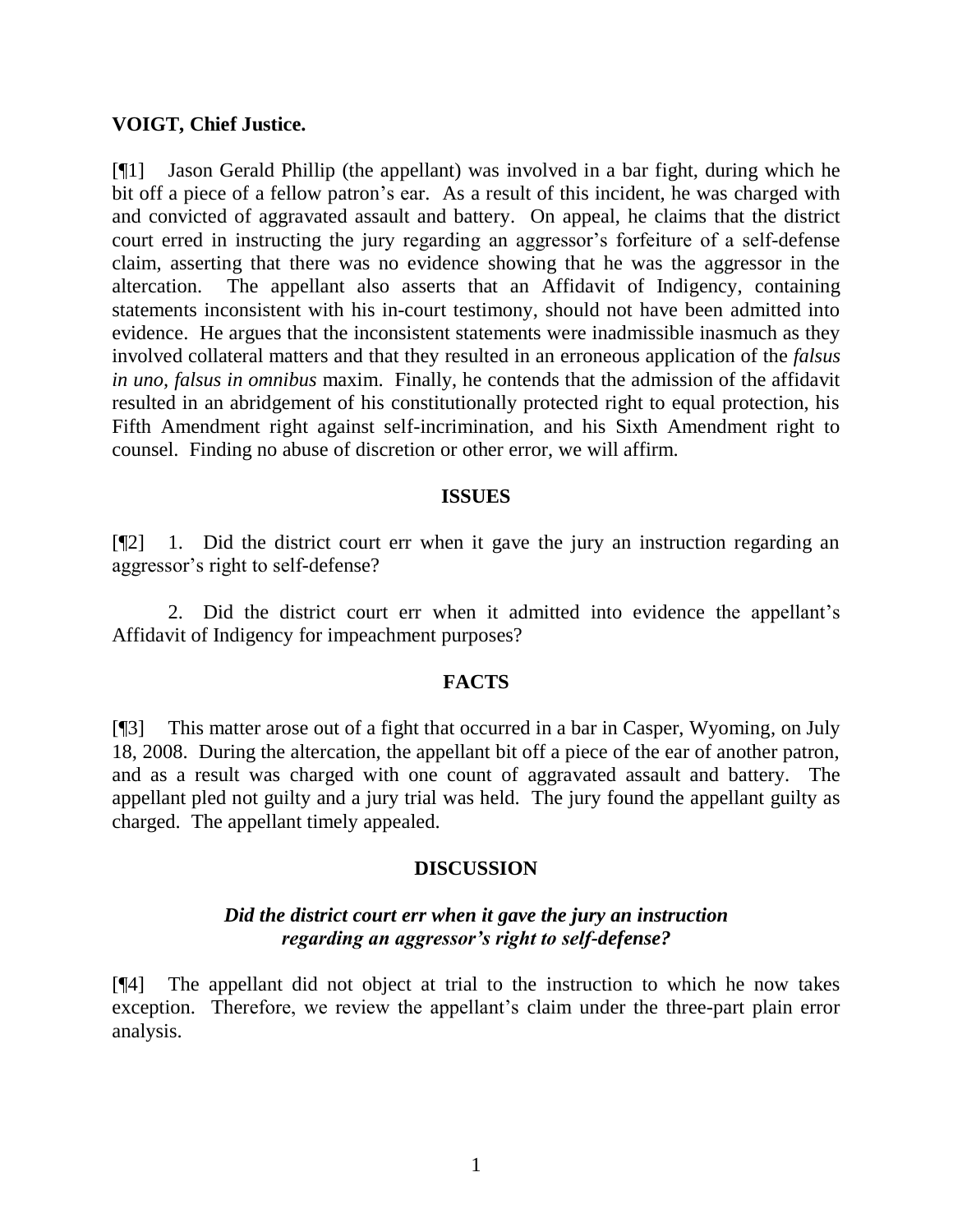**VOIGT, Chief Justice.**

[¶1] Jason Gerald Phillip (the appellant) was involved in a bar fight, during which he bit off a piece of a fellow patron's ear. As a result of this incident, he was charged with and convicted of aggravated assault and battery. On appeal, he claims that the district court erred in instructing the jury regarding an aggressor's forfeiture of a self-defense claim, asserting that there was no evidence showing that he was the aggressor in the altercation. The appellant also asserts that an Affidavit of Indigency, containing statements inconsistent with his in-court testimony, should not have been admitted into evidence. He argues that the inconsistent statements were inadmissible inasmuch as they involved collateral matters and that they resulted in an erroneous application of the *falsus in uno, falsus in omnibus* maxim. Finally, he contends that the admission of the affidavit resulted in an abridgement of his constitutionally protected right to equal protection, his Fifth Amendment right against self-incrimination, and his Sixth Amendment right to counsel. Finding no abuse of discretion or other error, we will affirm.

## ISSUES

[¶2] 1. Did the district court err when it gave the jury an instruction regarding an aggressor's right to self-defense?

2. Did the district court err when it admitted into evidence the appellant's Affidavit of Indigency for impeachment purposes?

## FACTS

[¶3] This matter arose out of a fight that occurred in a bar in Casper, Wyoming, on July 18, 2008. During the altercation, the appellant bit off a piece of the ear of another patron, and as a result was charged with one count of aggravated assault and battery. The appellant pled not guilty and a jury trial was held. The jury found the appellant guilty as charged. The appellant timely appealed.

## DISCUSSION

### *Did the district court err when it gave the jury an instruction regarding an aggressor's right to self-defense?*

[¶4] The appellant did not object at trial to the instruction to which he now takes exception. Therefore, we review the appellant's claim under the three-part plain error analysis.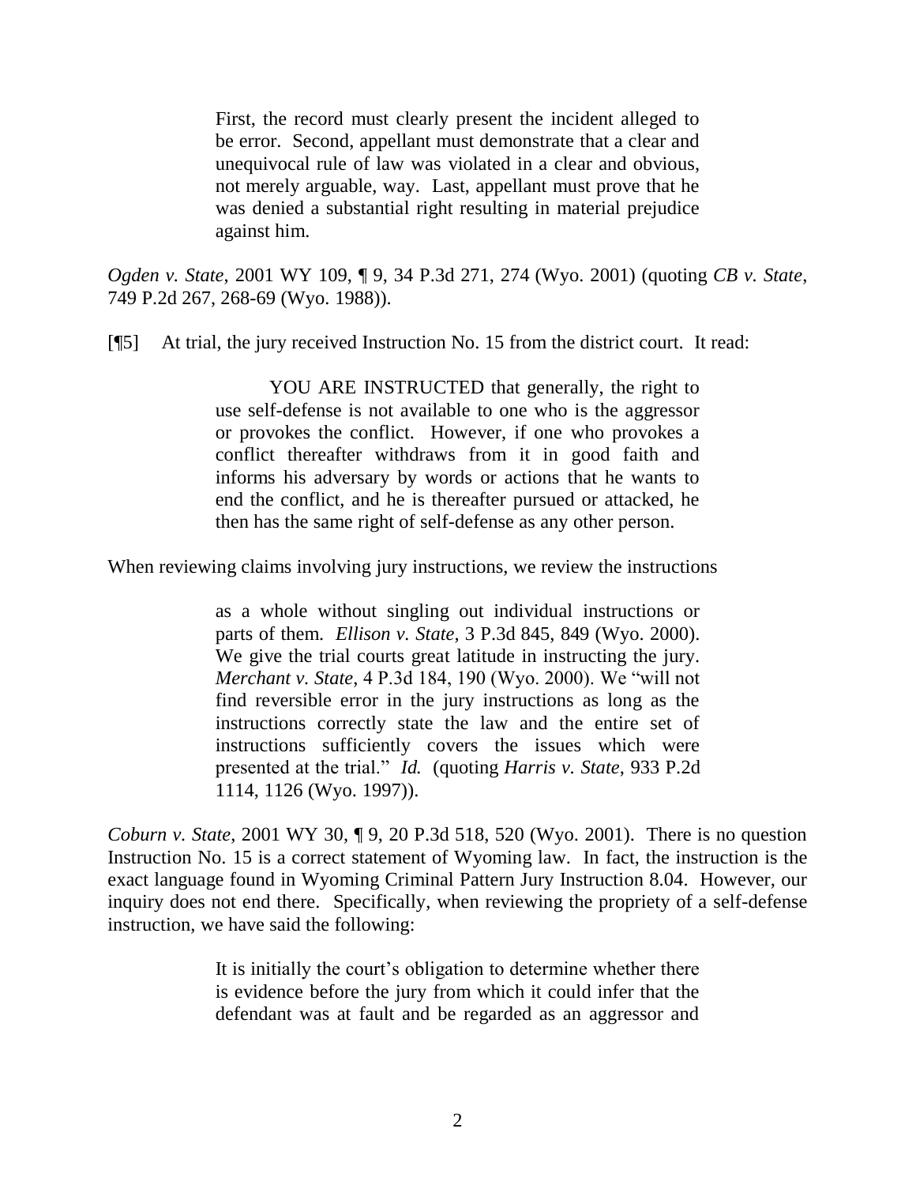> First, the record must clearly present the incident alleged to be error. Second, appellant must demonstrate that a clear and unequivocal rule of law was violated in a clear and obvious, not merely arguable, way. Last, appellant must prove that he was denied a substantial right resulting in material prejudice against him.

*Ogden v. State*, 2001 WY 109, ¶ 9, 34 P.3d 271, 274 (Wyo. 2001) (quoting *CB v. State*, 749 P.2d 267, 268-69 (Wyo. 1988)).

[¶5] At trial, the jury received Instruction No. 15 from the district court. It read:

> YOU ARE INSTRUCTED that generally, the right to use self-defense is not available to one who is the aggressor or provokes the conflict. However, if one who provokes a conflict thereafter withdraws from it in good faith and informs his adversary by words or actions that he wants to end the conflict, and he is thereafter pursued or attacked, he then has the same right of self-defense as any other person.

When reviewing claims involving jury instructions, we review the instructions

> as a whole without singling out individual instructions or parts of them. *Ellison v. State*, 3 P.3d 845, 849 (Wyo. 2000). We give the trial courts great latitude in instructing the jury. *Merchant v. State*, 4 P.3d 184, 190 (Wyo. 2000). We "will not find reversible error in the jury instructions as long as the instructions correctly state the law and the entire set of instructions sufficiently covers the issues which were presented at the trial." *Id.* (quoting *Harris v. State*, 933 P.2d 1114, 1126 (Wyo. 1997)).

*Coburn v. State*, 2001 WY 30, ¶ 9, 20 P.3d 518, 520 (Wyo. 2001). There is no question Instruction No. 15 is a correct statement of Wyoming law. In fact, the instruction is the exact language found in Wyoming Criminal Pattern Jury Instruction 8.04. However, our inquiry does not end there. Specifically, when reviewing the propriety of a self-defense instruction, we have said the following:

> It is initially the court's obligation to determine whether there is evidence before the jury from which it could infer that the defendant was at fault and be regarded as an aggressor and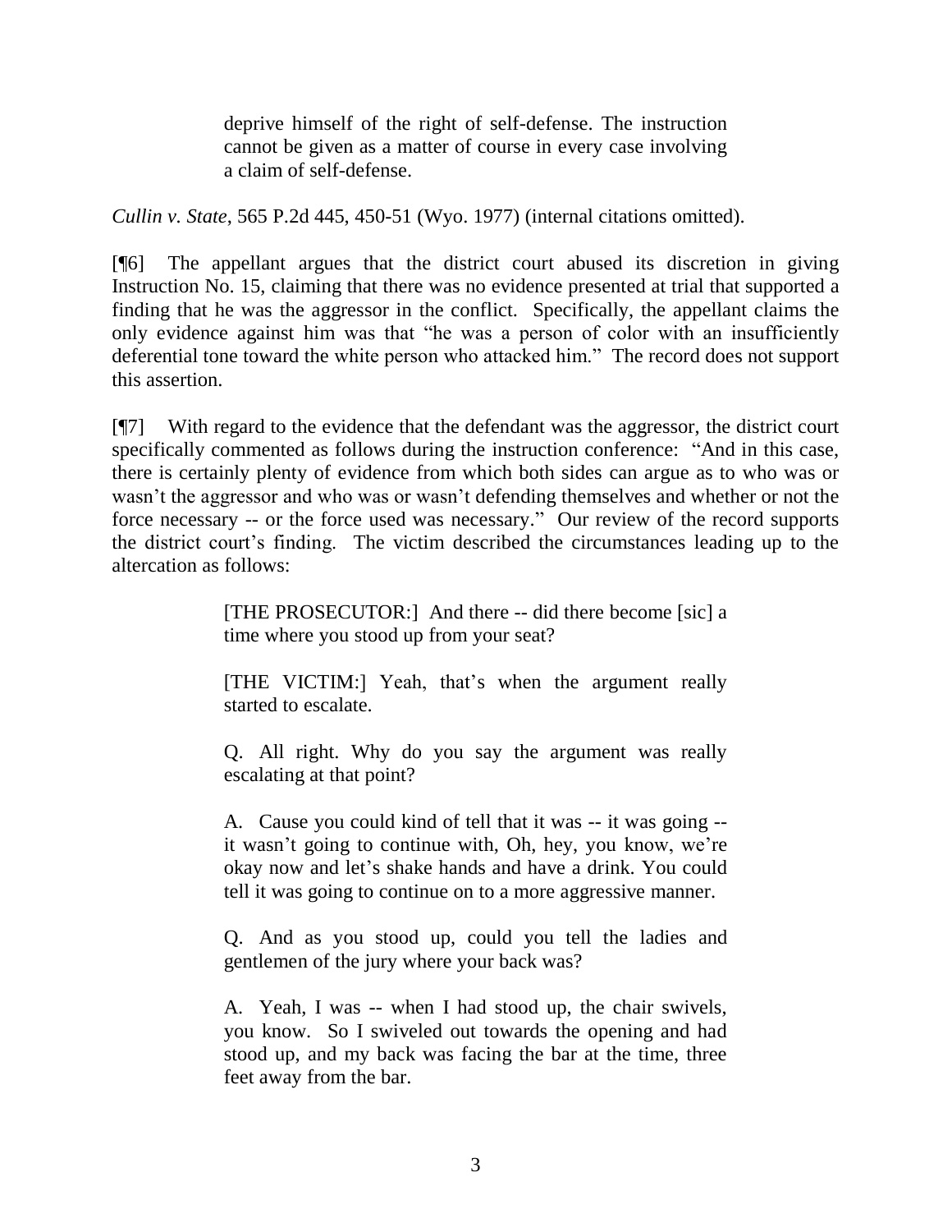> deprive himself of the right of self-defense. The instruction cannot be given as a matter of course in every case involving a claim of self-defense.

*Cullin v. State*, 565 P.2d 445, 450-51 (Wyo. 1977) (internal citations omitted).

[¶6] The appellant argues that the district court abused its discretion in giving Instruction No. 15, claiming that there was no evidence presented at trial that supported a finding that he was the aggressor in the conflict. Specifically, the appellant claims the only evidence against him was that "he was a person of color with an insufficiently deferential tone toward the white person who attacked him." The record does not support this assertion.

[¶7] With regard to the evidence that the defendant was the aggressor, the district court specifically commented as follows during the instruction conference: "And in this case, there is certainly plenty of evidence from which both sides can argue as to who was or wasn't the aggressor and who was or wasn't defending themselves and whether or not the force necessary -- or the force used was necessary." Our review of the record supports the district court's finding. The victim described the circumstances leading up to the altercation as follows:

> [THE PROSECUTOR:] And there -- did there become [sic] a time where you stood up from your seat?
>
> [THE VICTIM:] Yeah, that's when the argument really started to escalate.
>
> Q. All right. Why do you say the argument was really escalating at that point?
>
> A. Cause you could kind of tell that it was -- it was going -- it wasn't going to continue with, Oh, hey, you know, we're okay now and let's shake hands and have a drink. You could tell it was going to continue on to a more aggressive manner.
>
> Q. And as you stood up, could you tell the ladies and gentlemen of the jury where your back was?
>
> A. Yeah, I was -- when I had stood up, the chair swivels, you know. So I swiveled out towards the opening and had stood up, and my back was facing the bar at the time, three feet away from the bar.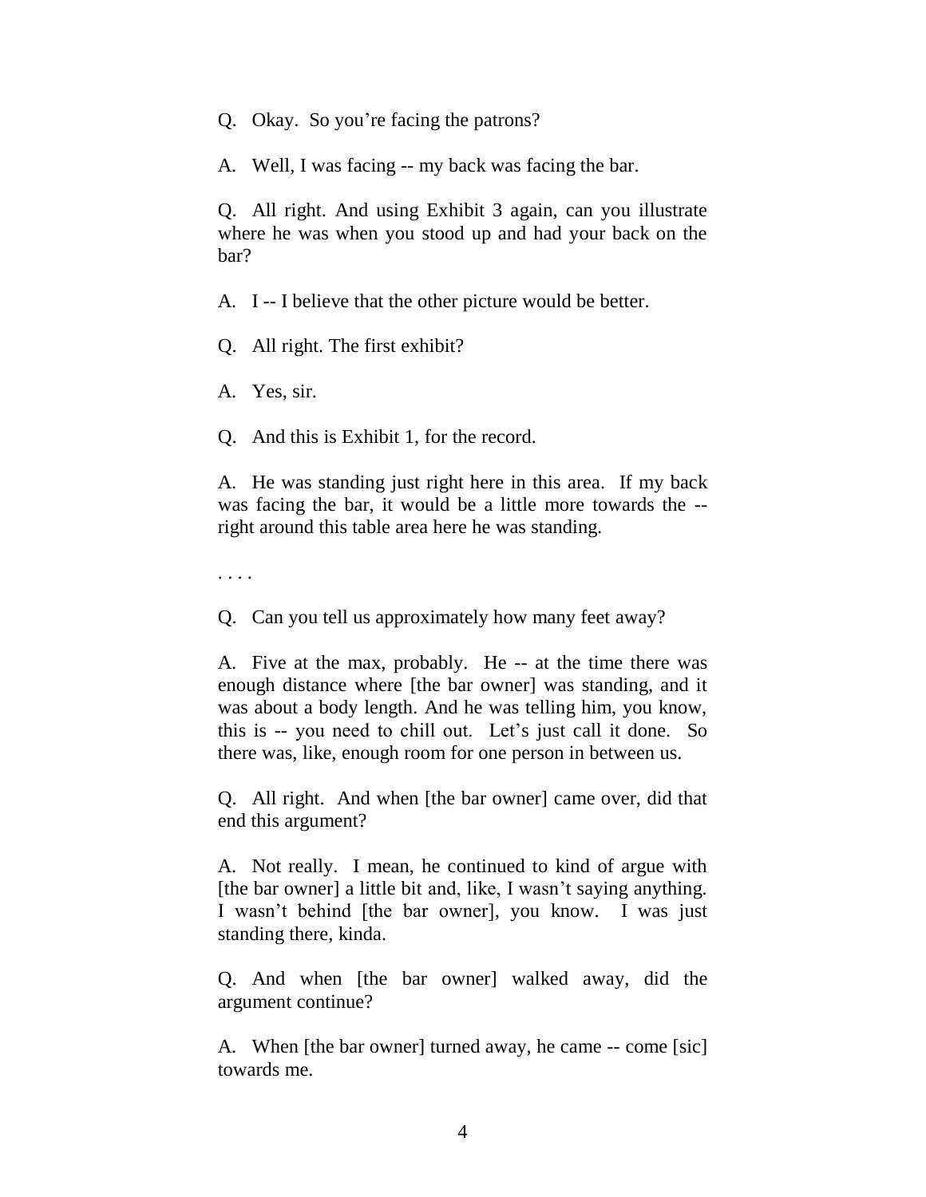Q. Okay. So you're facing the patrons?

A. Well, I was facing -- my back was facing the bar.

Q. All right. And using Exhibit 3 again, can you illustrate where he was when you stood up and had your back on the bar?

A. I -- I believe that the other picture would be better.

Q. All right. The first exhibit?

A. Yes, sir.

Q. And this is Exhibit 1, for the record.

A. He was standing just right here in this area. If my back was facing the bar, it would be a little more towards the -- right around this table area here he was standing.

. . . .

Q. Can you tell us approximately how many feet away?

A. Five at the max, probably. He -- at the time there was enough distance where [the bar owner] was standing, and it was about a body length. And he was telling him, you know, this is -- you need to chill out. Let's just call it done. So there was, like, enough room for one person in between us.

Q. All right. And when [the bar owner] came over, did that end this argument?

A. Not really. I mean, he continued to kind of argue with [the bar owner] a little bit and, like, I wasn't saying anything. I wasn't behind [the bar owner], you know. I was just standing there, kinda.

Q. And when [the bar owner] walked away, did the argument continue?

A. When [the bar owner] turned away, he came -- come [sic] towards me.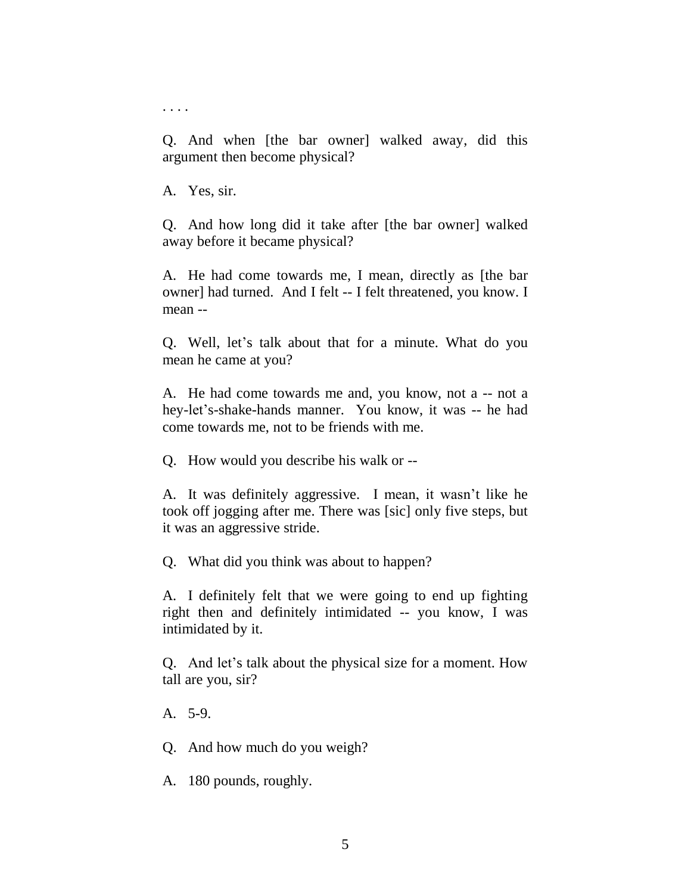. . . .

Q. And when [the bar owner] walked away, did this argument then become physical?

A. Yes, sir.

Q. And how long did it take after [the bar owner] walked away before it became physical?

A. He had come towards me, I mean, directly as [the bar owner] had turned. And I felt -- I felt threatened, you know. I mean --

Q. Well, let's talk about that for a minute. What do you mean he came at you?

A. He had come towards me and, you know, not a -- not a hey-let's-shake-hands manner. You know, it was -- he had come towards me, not to be friends with me.

Q. How would you describe his walk or --

A. It was definitely aggressive. I mean, it wasn't like he took off jogging after me. There was [sic] only five steps, but it was an aggressive stride.

Q. What did you think was about to happen?

A. I definitely felt that we were going to end up fighting right then and definitely intimidated -- you know, I was intimidated by it.

Q. And let's talk about the physical size for a moment. How tall are you, sir?

A. 5-9.

Q. And how much do you weigh?

A. 180 pounds, roughly.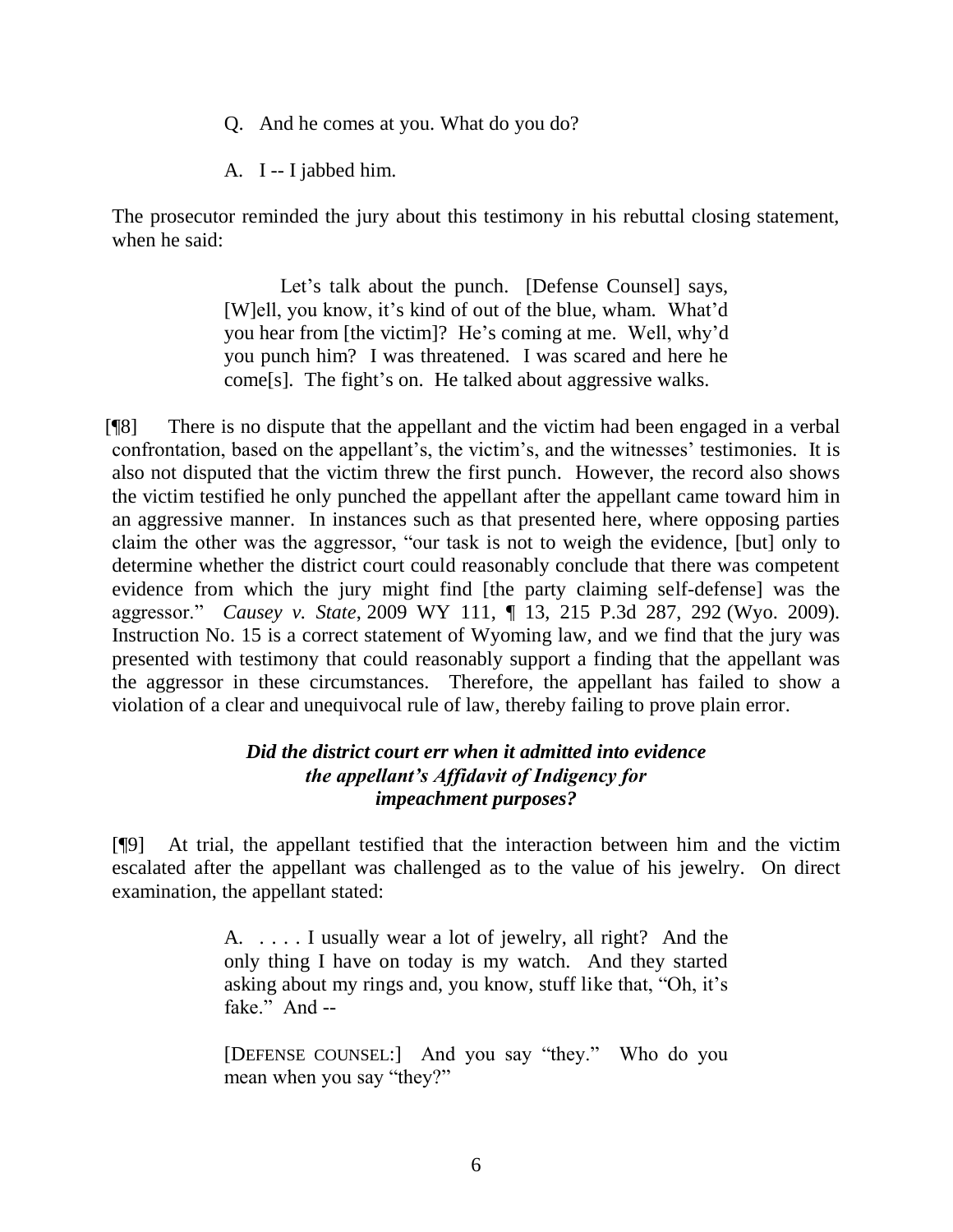Q. And he comes at you. What do you do?

A. I -- I jabbed him.

The prosecutor reminded the jury about this testimony in his rebuttal closing statement, when he said:

> Let's talk about the punch. [Defense Counsel] says, [W]ell, you know, it's kind of out of the blue, wham. What'd you hear from [the victim]? He's coming at me. Well, why'd you punch him? I was threatened. I was scared and here he come[s]. The fight's on. He talked about aggressive walks.

[¶8] There is no dispute that the appellant and the victim had been engaged in a verbal confrontation, based on the appellant's, the victim's, and the witnesses' testimonies. It is also not disputed that the victim threw the first punch. However, the record also shows the victim testified he only punched the appellant after the appellant came toward him in an aggressive manner. In instances such as that presented here, where opposing parties claim the other was the aggressor, "our task is not to weigh the evidence, [but] only to determine whether the district court could reasonably conclude that there was competent evidence from which the jury might find [the party claiming self-defense] was the aggressor." *Causey v. State*, 2009 WY 111, ¶ 13, 215 P.3d 287, 292 (Wyo. 2009). Instruction No. 15 is a correct statement of Wyoming law, and we find that the jury was presented with testimony that could reasonably support a finding that the appellant was the aggressor in these circumstances. Therefore, the appellant has failed to show a violation of a clear and unequivocal rule of law, thereby failing to prove plain error.

### *Did the district court err when it admitted into evidence the appellant's Affidavit of Indigency for impeachment purposes?*

[¶9] At trial, the appellant testified that the interaction between him and the victim escalated after the appellant was challenged as to the value of his jewelry. On direct examination, the appellant stated:

> A. . . . . I usually wear a lot of jewelry, all right? And the only thing I have on today is my watch. And they started asking about my rings and, you know, stuff like that, "Oh, it's fake." And --
>
> [DEFENSE COUNSEL:] And you say "they." Who do you mean when you say "they?"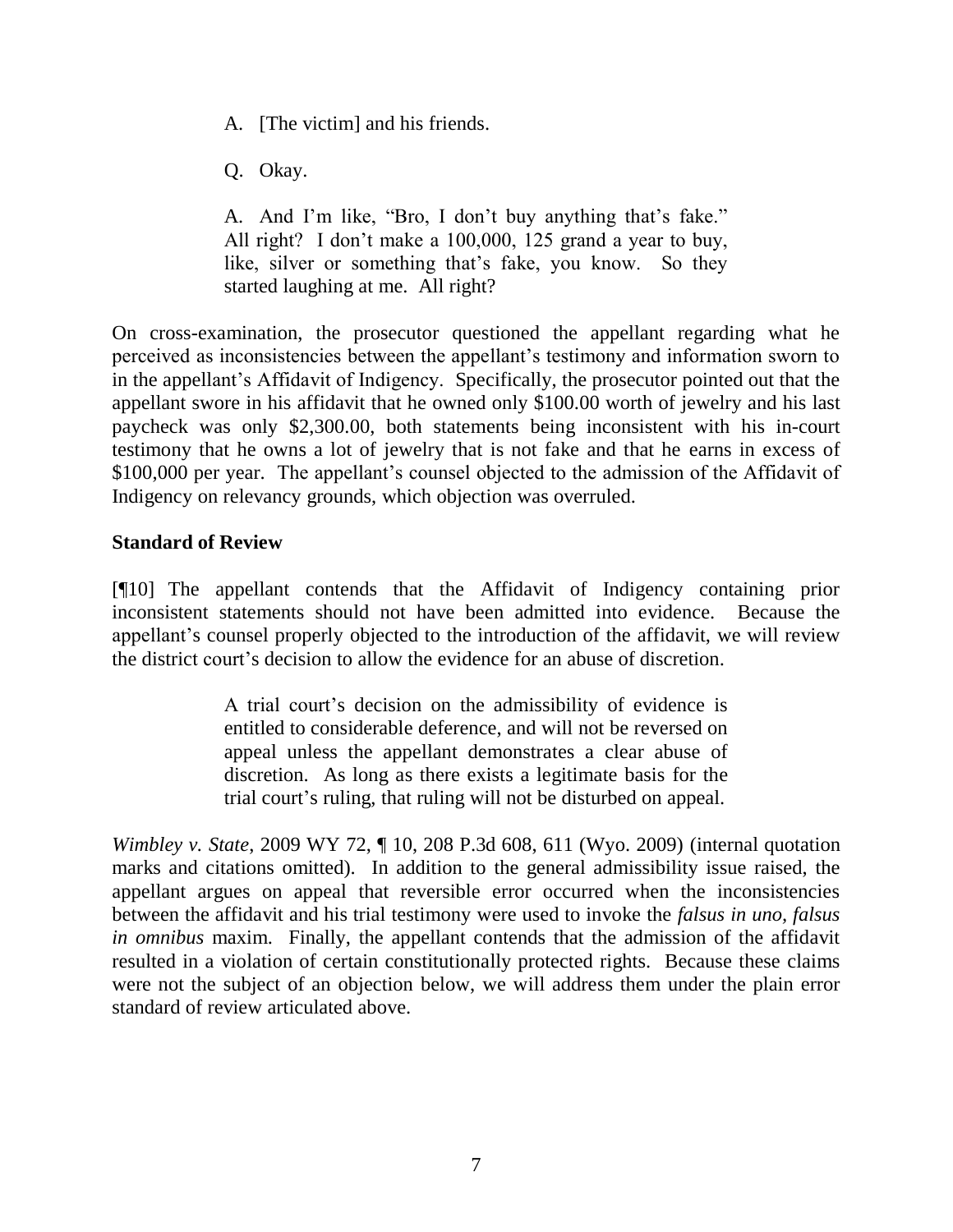> A. [The victim] and his friends.
>
> Q. Okay.
>
> A. And I'm like, "Bro, I don't buy anything that's fake." All right? I don't make a 100,000, 125 grand a year to buy, like, silver or something that's fake, you know. So they started laughing at me. All right?

On cross-examination, the prosecutor questioned the appellant regarding what he perceived as inconsistencies between the appellant's testimony and information sworn to in the appellant's Affidavit of Indigency. Specifically, the prosecutor pointed out that the appellant swore in his affidavit that he owned only $100.00 worth of jewelry and his last paycheck was only $2,300.00, both statements being inconsistent with his in-court testimony that he owns a lot of jewelry that is not fake and that he earns in excess of $100,000 per year. The appellant's counsel objected to the admission of the Affidavit of Indigency on relevancy grounds, which objection was overruled.

**Standard of Review**

[¶10] The appellant contends that the Affidavit of Indigency containing prior inconsistent statements should not have been admitted into evidence. Because the appellant's counsel properly objected to the introduction of the affidavit, we will review the district court's decision to allow the evidence for an abuse of discretion.

> A trial court's decision on the admissibility of evidence is entitled to considerable deference, and will not be reversed on appeal unless the appellant demonstrates a clear abuse of discretion. As long as there exists a legitimate basis for the trial court's ruling, that ruling will not be disturbed on appeal.

*Wimbley v. State*, 2009 WY 72, ¶ 10, 208 P.3d 608, 611 (Wyo. 2009) (internal quotation marks and citations omitted). In addition to the general admissibility issue raised, the appellant argues on appeal that reversible error occurred when the inconsistencies between the affidavit and his trial testimony were used to invoke the *falsus in uno, falsus in omnibus* maxim. Finally, the appellant contends that the admission of the affidavit resulted in a violation of certain constitutionally protected rights. Because these claims were not the subject of an objection below, we will address them under the plain error standard of review articulated above.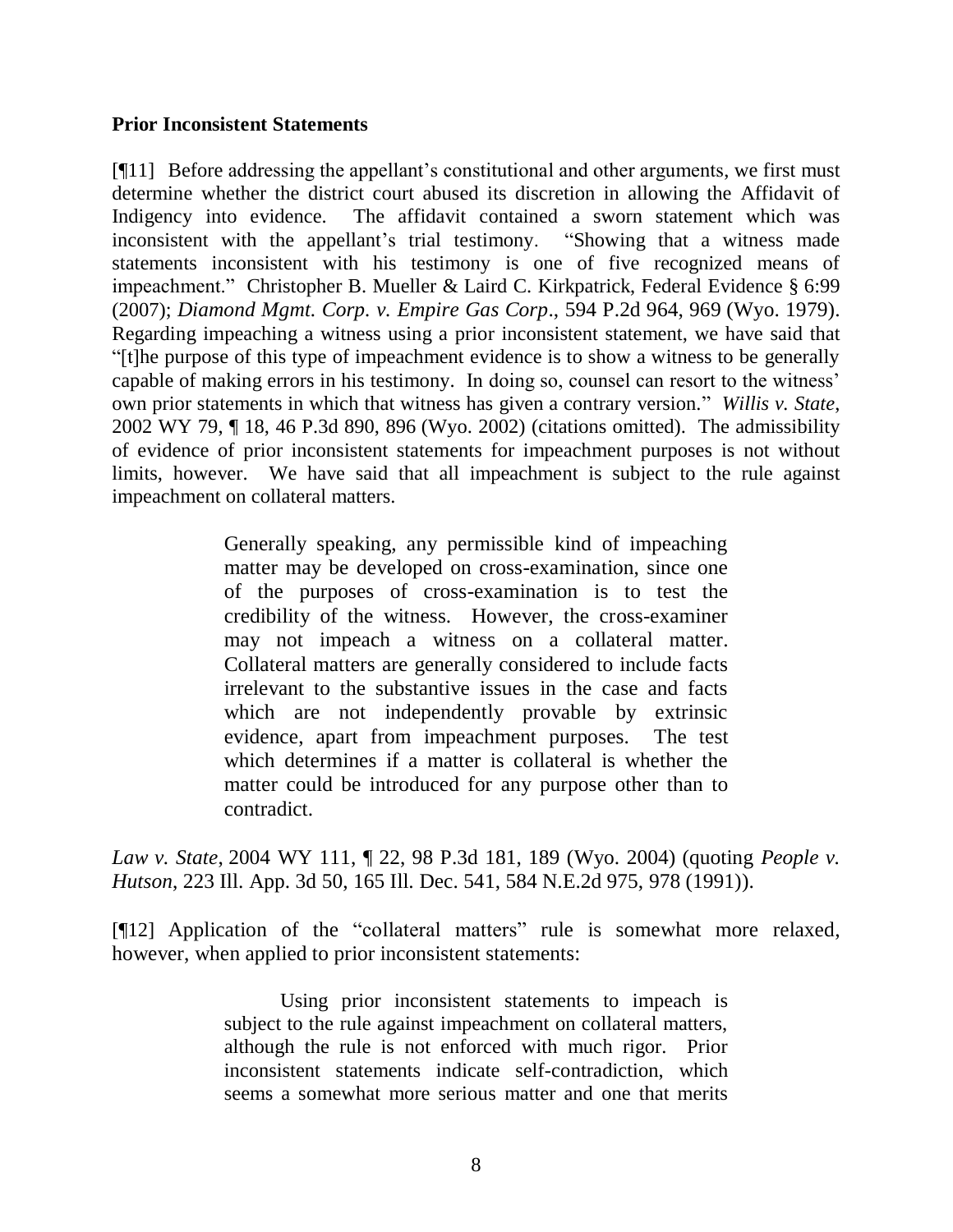**Prior Inconsistent Statements**

[¶11] Before addressing the appellant's constitutional and other arguments, we first must determine whether the district court abused its discretion in allowing the Affidavit of Indigency into evidence. The affidavit contained a sworn statement which was inconsistent with the appellant's trial testimony. "Showing that a witness made statements inconsistent with his testimony is one of five recognized means of impeachment." Christopher B. Mueller & Laird C. Kirkpatrick, Federal Evidence § 6:99 (2007); *Diamond Mgmt. Corp. v. Empire Gas Corp*., 594 P.2d 964, 969 (Wyo. 1979). Regarding impeaching a witness using a prior inconsistent statement, we have said that "[t]he purpose of this type of impeachment evidence is to show a witness to be generally capable of making errors in his testimony. In doing so, counsel can resort to the witness' own prior statements in which that witness has given a contrary version." *Willis v. State*, 2002 WY 79, ¶ 18, 46 P.3d 890, 896 (Wyo. 2002) (citations omitted). The admissibility of evidence of prior inconsistent statements for impeachment purposes is not without limits, however. We have said that all impeachment is subject to the rule against impeachment on collateral matters.

> Generally speaking, any permissible kind of impeaching matter may be developed on cross-examination, since one of the purposes of cross-examination is to test the credibility of the witness. However, the cross-examiner may not impeach a witness on a collateral matter. Collateral matters are generally considered to include facts irrelevant to the substantive issues in the case and facts which are not independently provable by extrinsic evidence, apart from impeachment purposes. The test which determines if a matter is collateral is whether the matter could be introduced for any purpose other than to contradict.

*Law v. State*, 2004 WY 111, ¶ 22, 98 P.3d 181, 189 (Wyo. 2004) (quoting *People v. Hutson*, 223 Ill. App. 3d 50, 165 Ill. Dec. 541, 584 N.E.2d 975, 978 (1991)).

[¶12] Application of the "collateral matters" rule is somewhat more relaxed, however, when applied to prior inconsistent statements:

> Using prior inconsistent statements to impeach is subject to the rule against impeachment on collateral matters, although the rule is not enforced with much rigor. Prior inconsistent statements indicate self-contradiction, which seems a somewhat more serious matter and one that merits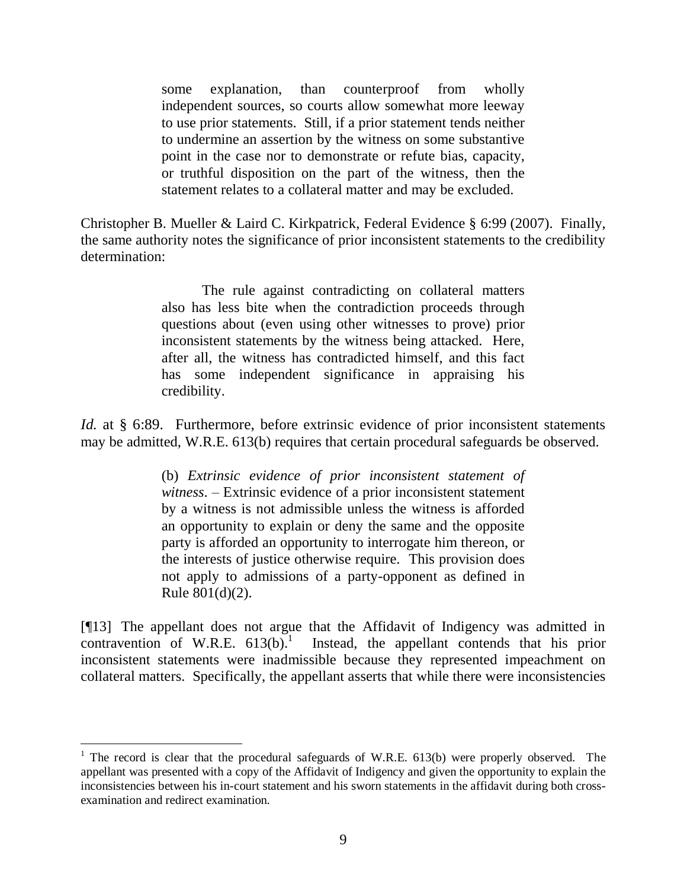> some explanation, than counterproof from wholly independent sources, so courts allow somewhat more leeway to use prior statements. Still, if a prior statement tends neither to undermine an assertion by the witness on some substantive point in the case nor to demonstrate or refute bias, capacity, or truthful disposition on the part of the witness, then the statement relates to a collateral matter and may be excluded.

Christopher B. Mueller & Laird C. Kirkpatrick, Federal Evidence § 6:99 (2007). Finally, the same authority notes the significance of prior inconsistent statements to the credibility determination:

> The rule against contradicting on collateral matters also has less bite when the contradiction proceeds through questions about (even using other witnesses to prove) prior inconsistent statements by the witness being attacked. Here, after all, the witness has contradicted himself, and this fact has some independent significance in appraising his credibility.

*Id.* at § 6:89. Furthermore, before extrinsic evidence of prior inconsistent statements may be admitted, W.R.E. 613(b) requires that certain procedural safeguards be observed.

> (b) *Extrinsic evidence of prior inconsistent statement of witness*. – Extrinsic evidence of a prior inconsistent statement by a witness is not admissible unless the witness is afforded an opportunity to explain or deny the same and the opposite party is afforded an opportunity to interrogate him thereon, or the interests of justice otherwise require. This provision does not apply to admissions of a party-opponent as defined in Rule 801(d)(2).

[¶13] The appellant does not argue that the Affidavit of Indigency was admitted in contravention of W.R.E. 613(b).[1] Instead, the appellant contends that his prior inconsistent statements were inadmissible because they represented impeachment on collateral matters. Specifically, the appellant asserts that while there were inconsistencies

---

[1] The record is clear that the procedural safeguards of W.R.E. 613(b) were properly observed. The appellant was presented with a copy of the Affidavit of Indigency and given the opportunity to explain the inconsistencies between his in-court statement and his sworn statements in the affidavit during both cross-examination and redirect examination.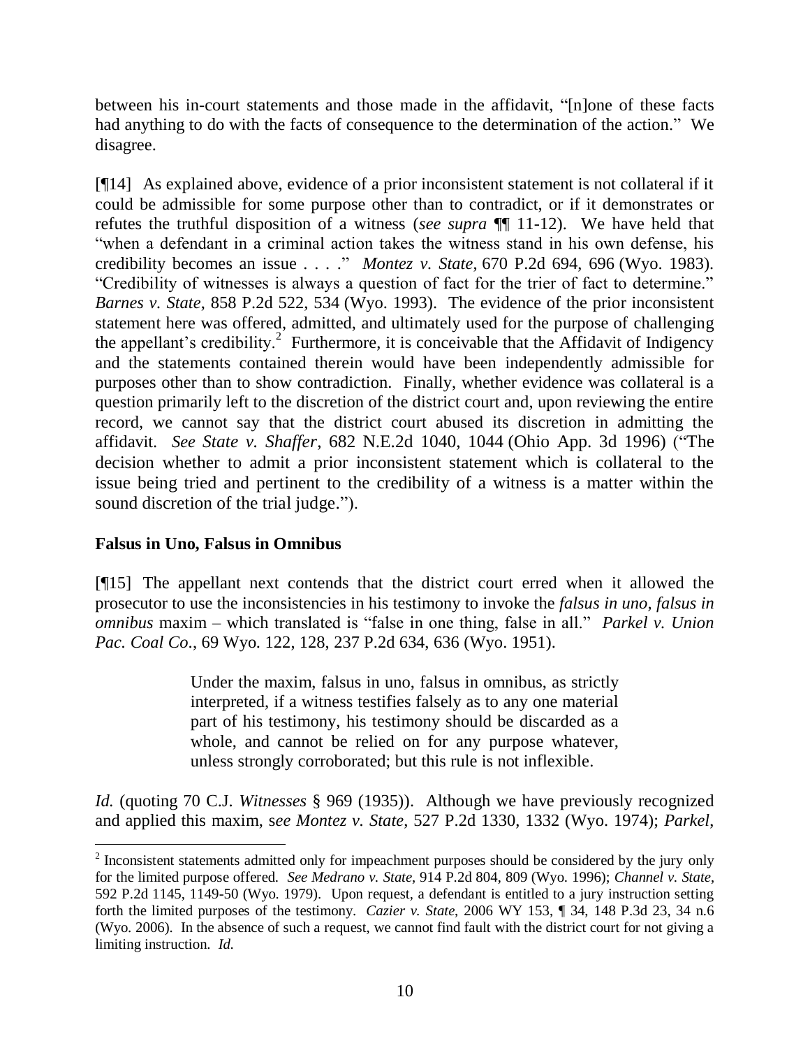between his in-court statements and those made in the affidavit, "[n]one of these facts had anything to do with the facts of consequence to the determination of the action." We disagree.

[¶14] As explained above, evidence of a prior inconsistent statement is not collateral if it could be admissible for some purpose other than to contradict, or if it demonstrates or refutes the truthful disposition of a witness (*see supra* ¶¶ 11-12). We have held that "when a defendant in a criminal action takes the witness stand in his own defense, his credibility becomes an issue . . . ." *Montez v. State*, 670 P.2d 694, 696 (Wyo. 1983). "Credibility of witnesses is always a question of fact for the trier of fact to determine." *Barnes v. State*, 858 P.2d 522, 534 (Wyo. 1993). The evidence of the prior inconsistent statement here was offered, admitted, and ultimately used for the purpose of challenging the appellant's credibility.[2] Furthermore, it is conceivable that the Affidavit of Indigency and the statements contained therein would have been independently admissible for purposes other than to show contradiction. Finally, whether evidence was collateral is a question primarily left to the discretion of the district court and, upon reviewing the entire record, we cannot say that the district court abused its discretion in admitting the affidavit. *See State v. Shaffer*, 682 N.E.2d 1040, 1044 (Ohio App. 3d 1996) ("The decision whether to admit a prior inconsistent statement which is collateral to the issue being tried and pertinent to the credibility of a witness is a matter within the sound discretion of the trial judge.").

### Falsus in Uno, Falsus in Omnibus

[¶15] The appellant next contends that the district court erred when it allowed the prosecutor to use the inconsistencies in his testimony to invoke the *falsus in uno, falsus in omnibus* maxim – which translated is "false in one thing, false in all." *Parkel v. Union Pac. Coal Co.*, 69 Wyo. 122, 128, 237 P.2d 634, 636 (Wyo. 1951).

> Under the maxim, falsus in uno, falsus in omnibus, as strictly interpreted, if a witness testifies falsely as to any one material part of his testimony, his testimony should be discarded as a whole, and cannot be relied on for any purpose whatever, unless strongly corroborated; but this rule is not inflexible.

*Id.* (quoting 70 C.J. *Witnesses* § 969 (1935)). Although we have previously recognized and applied this maxim, s*ee Montez v. State*, 527 P.2d 1330, 1332 (Wyo. 1974); *Parkel*,

---

[2] Inconsistent statements admitted only for impeachment purposes should be considered by the jury only for the limited purpose offered. *See Medrano v. State*, 914 P.2d 804, 809 (Wyo. 1996); *Channel v. State*, 592 P.2d 1145, 1149-50 (Wyo. 1979). Upon request, a defendant is entitled to a jury instruction setting forth the limited purposes of the testimony. *Cazier v. State*, 2006 WY 153, ¶ 34, 148 P.3d 23, 34 n.6 (Wyo. 2006). In the absence of such a request, we cannot find fault with the district court for not giving a limiting instruction. *Id.*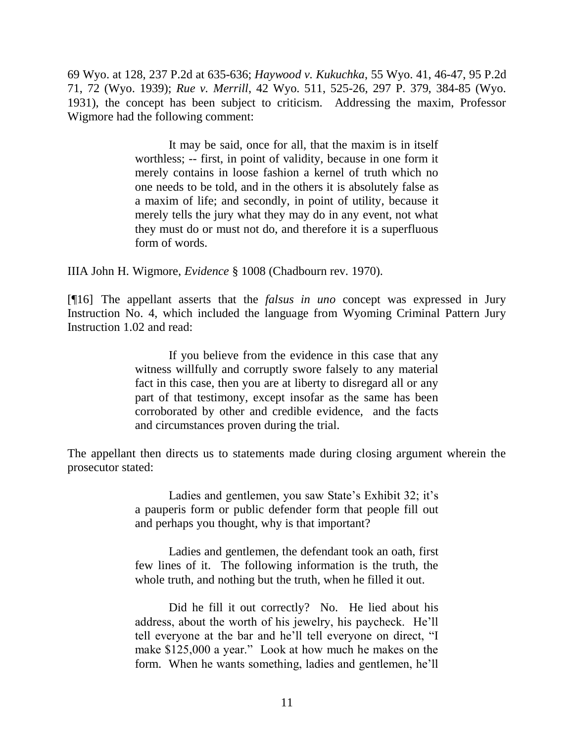69 Wyo. at 128, 237 P.2d at 635-636; *Haywood v. Kukuchka*, 55 Wyo. 41, 46-47, 95 P.2d 71, 72 (Wyo. 1939); *Rue v. Merrill*, 42 Wyo. 511, 525-26, 297 P. 379, 384-85 (Wyo. 1931), the concept has been subject to criticism. Addressing the maxim, Professor Wigmore had the following comment:

> It may be said, once for all, that the maxim is in itself worthless; -- first, in point of validity, because in one form it merely contains in loose fashion a kernel of truth which no one needs to be told, and in the others it is absolutely false as a maxim of life; and secondly, in point of utility, because it merely tells the jury what they may do in any event, not what they must do or must not do, and therefore it is a superfluous form of words.

IIIA John H. Wigmore, *Evidence* § 1008 (Chadbourn rev. 1970).

[¶16] The appellant asserts that the *falsus in uno* concept was expressed in Jury Instruction No. 4, which included the language from Wyoming Criminal Pattern Jury Instruction 1.02 and read:

> If you believe from the evidence in this case that any witness willfully and corruptly swore falsely to any material fact in this case, then you are at liberty to disregard all or any part of that testimony, except insofar as the same has been corroborated by other and credible evidence, and the facts and circumstances proven during the trial.

The appellant then directs us to statements made during closing argument wherein the prosecutor stated:

> Ladies and gentlemen, you saw State's Exhibit 32; it's a pauperis form or public defender form that people fill out and perhaps you thought, why is that important?
>
> Ladies and gentlemen, the defendant took an oath, first few lines of it. The following information is the truth, the whole truth, and nothing but the truth, when he filled it out.
>
> Did he fill it out correctly? No. He lied about his address, about the worth of his jewelry, his paycheck. He'll tell everyone at the bar and he'll tell everyone on direct, "I make $125,000 a year." Look at how much he makes on the form. When he wants something, ladies and gentlemen, he'll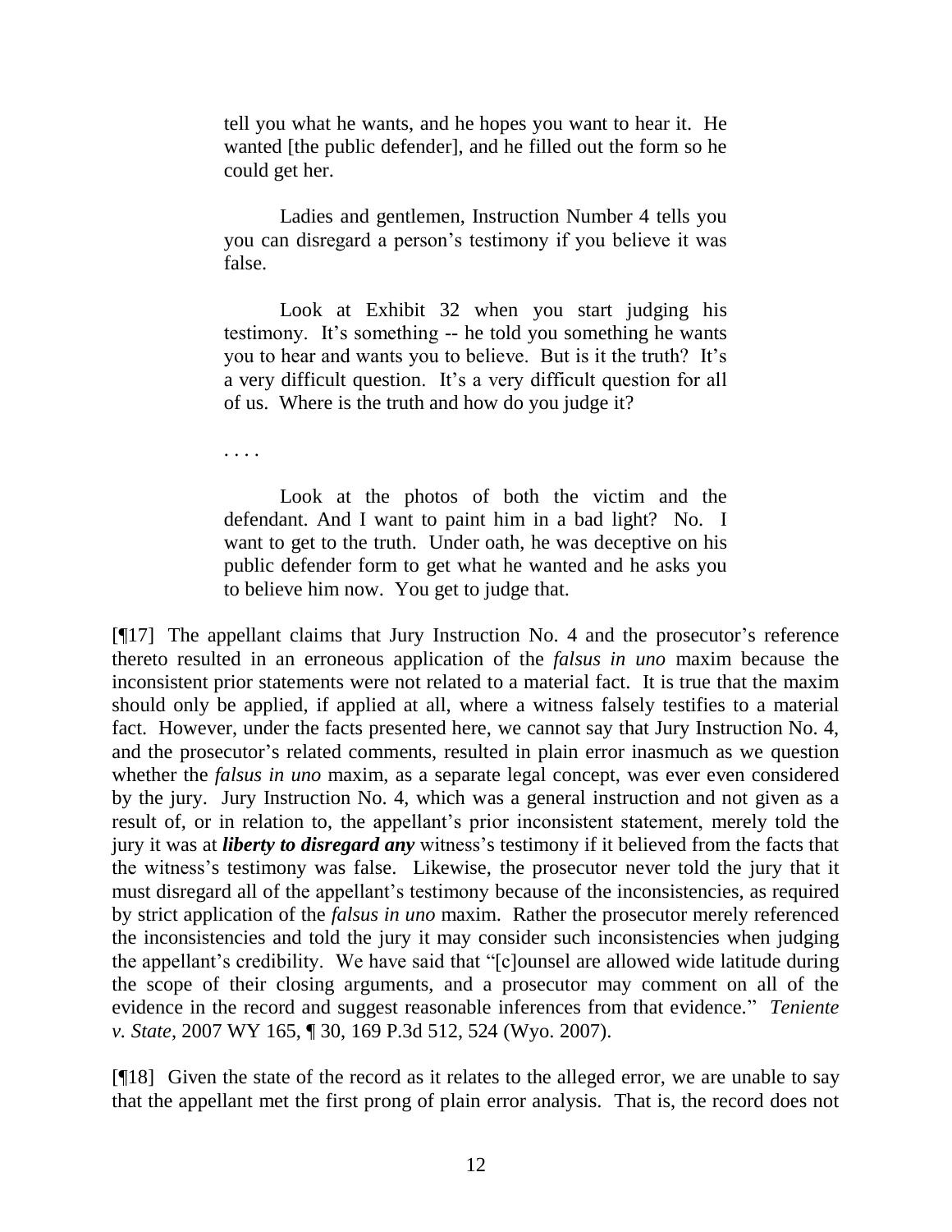> tell you what he wants, and he hopes you want to hear it. He wanted [the public defender], and he filled out the form so he could get her.
>
> Ladies and gentlemen, Instruction Number 4 tells you you can disregard a person's testimony if you believe it was false.
>
> Look at Exhibit 32 when you start judging his testimony. It's something -- he told you something he wants you to hear and wants you to believe. But is it the truth? It's a very difficult question. It's a very difficult question for all of us. Where is the truth and how do you judge it?
>
> . . . .
>
> Look at the photos of both the victim and the defendant. And I want to paint him in a bad light? No. I want to get to the truth. Under oath, he was deceptive on his public defender form to get what he wanted and he asks you to believe him now. You get to judge that.

[¶17] The appellant claims that Jury Instruction No. 4 and the prosecutor's reference thereto resulted in an erroneous application of the *falsus in uno* maxim because the inconsistent prior statements were not related to a material fact. It is true that the maxim should only be applied, if applied at all, where a witness falsely testifies to a material fact. However, under the facts presented here, we cannot say that Jury Instruction No. 4, and the prosecutor's related comments, resulted in plain error inasmuch as we question whether the *falsus in uno* maxim, as a separate legal concept, was ever even considered by the jury. Jury Instruction No. 4, which was a general instruction and not given as a result of, or in relation to, the appellant's prior inconsistent statement, merely told the jury it was at ***liberty to disregard any*** witness's testimony if it believed from the facts that the witness's testimony was false. Likewise, the prosecutor never told the jury that it must disregard all of the appellant's testimony because of the inconsistencies, as required by strict application of the *falsus in uno* maxim. Rather the prosecutor merely referenced the inconsistencies and told the jury it may consider such inconsistencies when judging the appellant's credibility. We have said that "[c]ounsel are allowed wide latitude during the scope of their closing arguments, and a prosecutor may comment on all of the evidence in the record and suggest reasonable inferences from that evidence." *Teniente v. State*, 2007 WY 165, ¶ 30, 169 P.3d 512, 524 (Wyo. 2007).

[¶18] Given the state of the record as it relates to the alleged error, we are unable to say that the appellant met the first prong of plain error analysis. That is, the record does not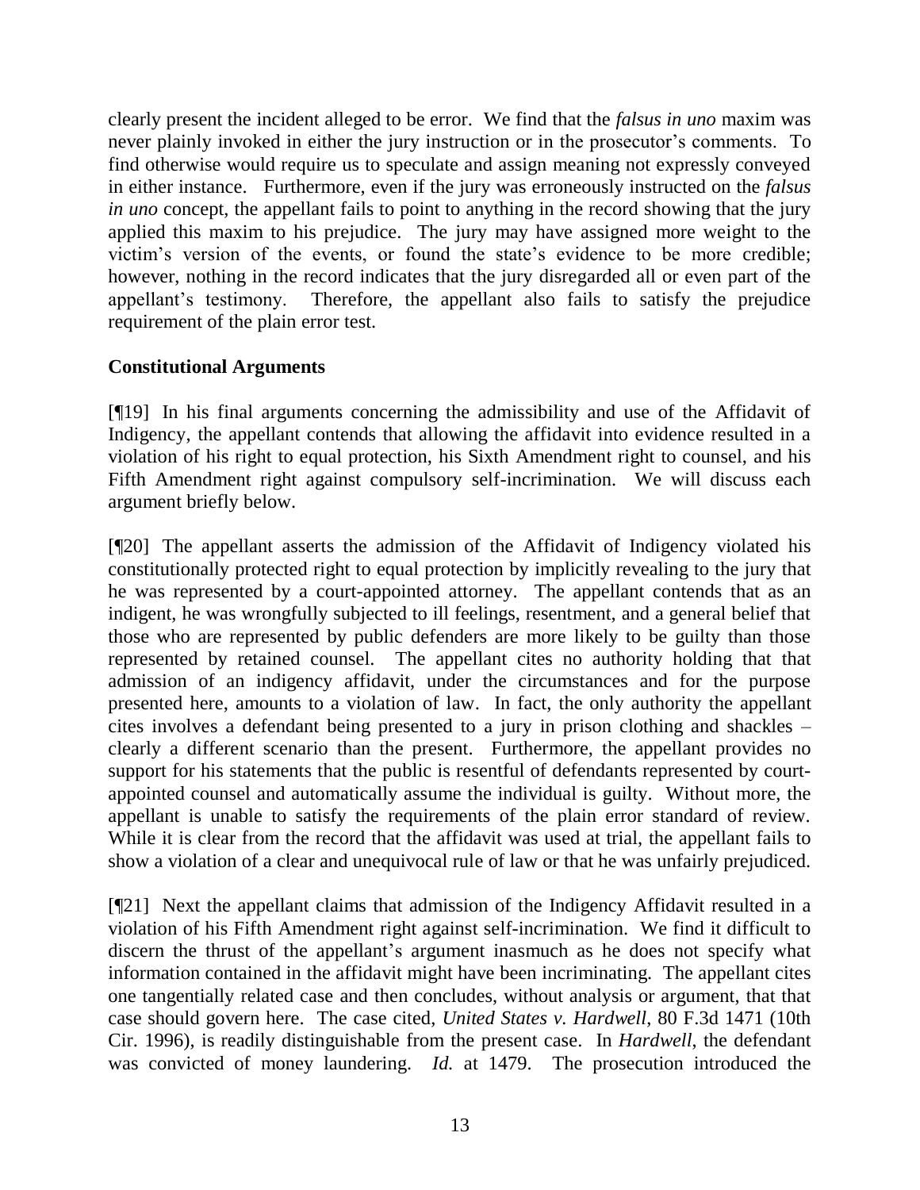clearly present the incident alleged to be error. We find that the *falsus in uno* maxim was never plainly invoked in either the jury instruction or in the prosecutor's comments. To find otherwise would require us to speculate and assign meaning not expressly conveyed in either instance. Furthermore, even if the jury was erroneously instructed on the *falsus in uno* concept, the appellant fails to point to anything in the record showing that the jury applied this maxim to his prejudice. The jury may have assigned more weight to the victim's version of the events, or found the state's evidence to be more credible; however, nothing in the record indicates that the jury disregarded all or even part of the appellant's testimony. Therefore, the appellant also fails to satisfy the prejudice requirement of the plain error test.

**Constitutional Arguments**

[¶19] In his final arguments concerning the admissibility and use of the Affidavit of Indigency, the appellant contends that allowing the affidavit into evidence resulted in a violation of his right to equal protection, his Sixth Amendment right to counsel, and his Fifth Amendment right against compulsory self-incrimination. We will discuss each argument briefly below.

[¶20] The appellant asserts the admission of the Affidavit of Indigency violated his constitutionally protected right to equal protection by implicitly revealing to the jury that he was represented by a court-appointed attorney. The appellant contends that as an indigent, he was wrongfully subjected to ill feelings, resentment, and a general belief that those who are represented by public defenders are more likely to be guilty than those represented by retained counsel. The appellant cites no authority holding that that admission of an indigency affidavit, under the circumstances and for the purpose presented here, amounts to a violation of law. In fact, the only authority the appellant cites involves a defendant being presented to a jury in prison clothing and shackles – clearly a different scenario than the present. Furthermore, the appellant provides no support for his statements that the public is resentful of defendants represented by court-appointed counsel and automatically assume the individual is guilty. Without more, the appellant is unable to satisfy the requirements of the plain error standard of review. While it is clear from the record that the affidavit was used at trial, the appellant fails to show a violation of a clear and unequivocal rule of law or that he was unfairly prejudiced.

[¶21] Next the appellant claims that admission of the Indigency Affidavit resulted in a violation of his Fifth Amendment right against self-incrimination. We find it difficult to discern the thrust of the appellant's argument inasmuch as he does not specify what information contained in the affidavit might have been incriminating. The appellant cites one tangentially related case and then concludes, without analysis or argument, that that case should govern here. The case cited, *United States v. Hardwell*, 80 F.3d 1471 (10th Cir. 1996), is readily distinguishable from the present case. In *Hardwell*, the defendant was convicted of money laundering. *Id.* at 1479. The prosecution introduced the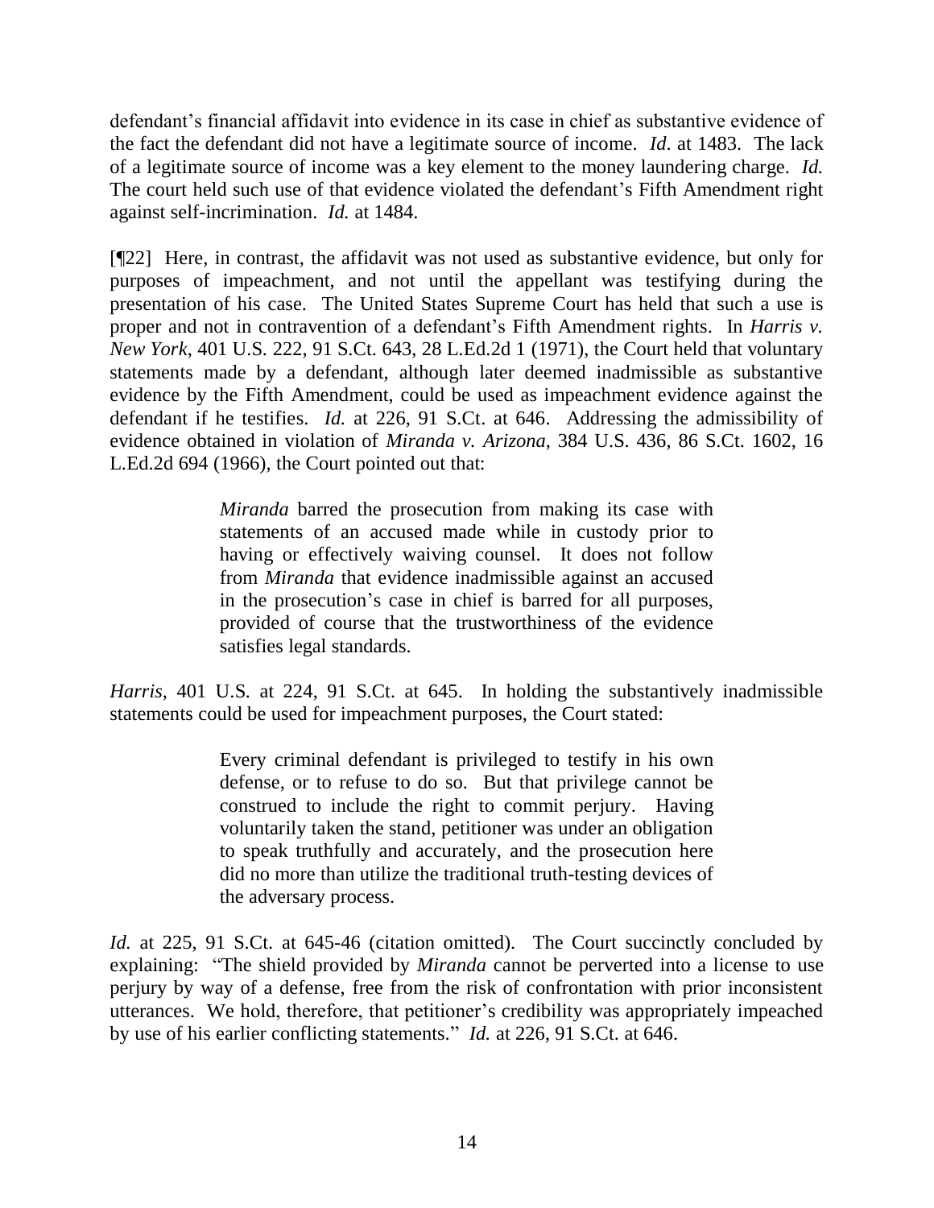defendant's financial affidavit into evidence in its case in chief as substantive evidence of the fact the defendant did not have a legitimate source of income. *Id*. at 1483. The lack of a legitimate source of income was a key element to the money laundering charge. *Id.* The court held such use of that evidence violated the defendant's Fifth Amendment right against self-incrimination. *Id.* at 1484.

[¶22] Here, in contrast, the affidavit was not used as substantive evidence, but only for purposes of impeachment, and not until the appellant was testifying during the presentation of his case. The United States Supreme Court has held that such a use is proper and not in contravention of a defendant's Fifth Amendment rights. In *Harris v. New York*, 401 U.S. 222, 91 S.Ct. 643, 28 L.Ed.2d 1 (1971), the Court held that voluntary statements made by a defendant, although later deemed inadmissible as substantive evidence by the Fifth Amendment, could be used as impeachment evidence against the defendant if he testifies. *Id.* at 226, 91 S.Ct. at 646. Addressing the admissibility of evidence obtained in violation of *Miranda v. Arizona*, 384 U.S. 436, 86 S.Ct. 1602, 16 L.Ed.2d 694 (1966), the Court pointed out that:

> *Miranda* barred the prosecution from making its case with statements of an accused made while in custody prior to having or effectively waiving counsel. It does not follow from *Miranda* that evidence inadmissible against an accused in the prosecution's case in chief is barred for all purposes, provided of course that the trustworthiness of the evidence satisfies legal standards.

*Harris*, 401 U.S. at 224, 91 S.Ct. at 645. In holding the substantively inadmissible statements could be used for impeachment purposes, the Court stated:

> Every criminal defendant is privileged to testify in his own defense, or to refuse to do so. But that privilege cannot be construed to include the right to commit perjury. Having voluntarily taken the stand, petitioner was under an obligation to speak truthfully and accurately, and the prosecution here did no more than utilize the traditional truth-testing devices of the adversary process.

*Id.* at 225, 91 S.Ct. at 645-46 (citation omitted). The Court succinctly concluded by explaining: "The shield provided by *Miranda* cannot be perverted into a license to use perjury by way of a defense, free from the risk of confrontation with prior inconsistent utterances. We hold, therefore, that petitioner's credibility was appropriately impeached by use of his earlier conflicting statements." *Id.* at 226, 91 S.Ct. at 646.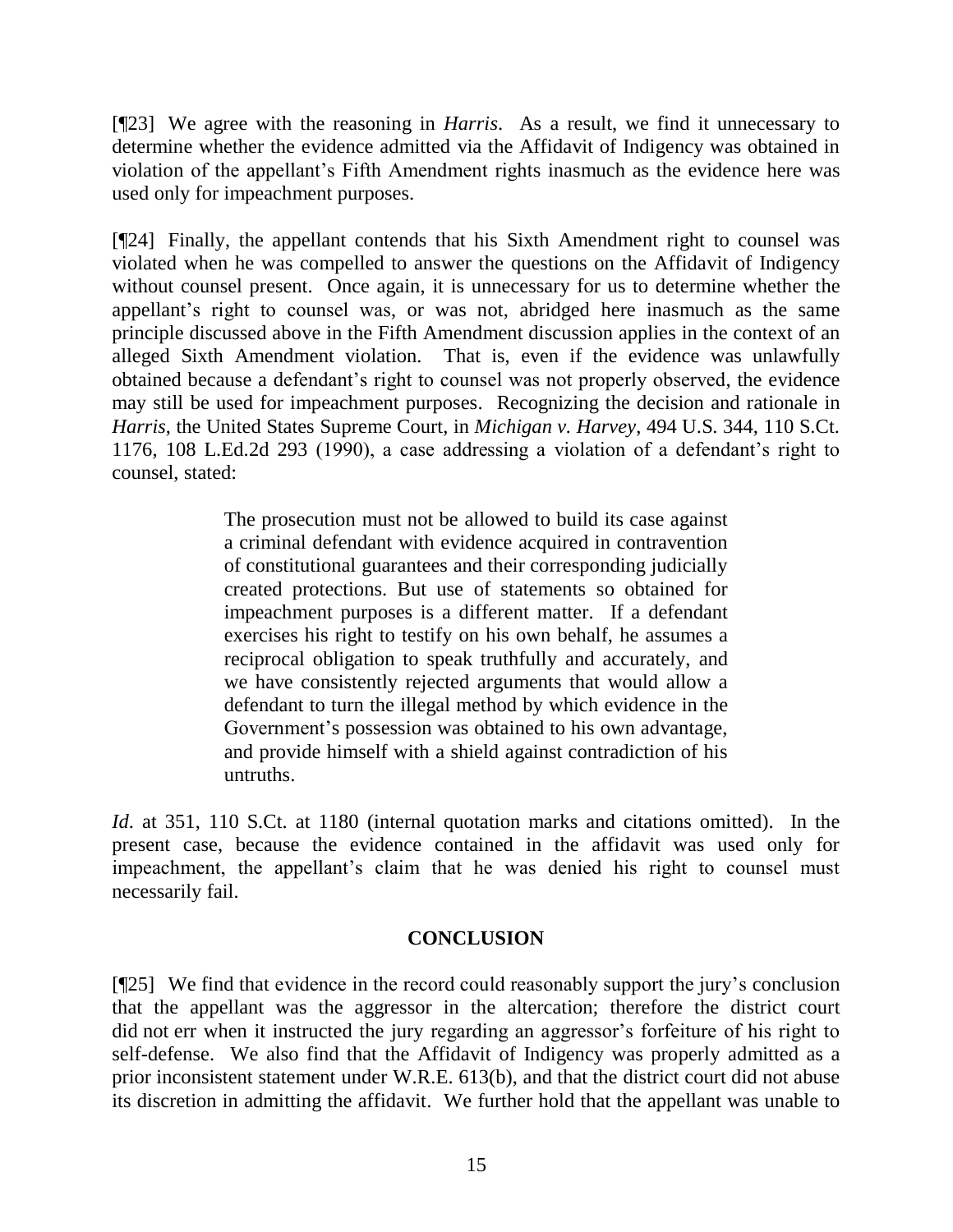[¶23] We agree with the reasoning in *Harris*. As a result, we find it unnecessary to determine whether the evidence admitted via the Affidavit of Indigency was obtained in violation of the appellant's Fifth Amendment rights inasmuch as the evidence here was used only for impeachment purposes.

[¶24] Finally, the appellant contends that his Sixth Amendment right to counsel was violated when he was compelled to answer the questions on the Affidavit of Indigency without counsel present. Once again, it is unnecessary for us to determine whether the appellant's right to counsel was, or was not, abridged here inasmuch as the same principle discussed above in the Fifth Amendment discussion applies in the context of an alleged Sixth Amendment violation. That is, even if the evidence was unlawfully obtained because a defendant's right to counsel was not properly observed, the evidence may still be used for impeachment purposes. Recognizing the decision and rationale in *Harris*, the United States Supreme Court, in *Michigan v. Harvey*, 494 U.S. 344, 110 S.Ct. 1176, 108 L.Ed.2d 293 (1990), a case addressing a violation of a defendant's right to counsel, stated:

> The prosecution must not be allowed to build its case against a criminal defendant with evidence acquired in contravention of constitutional guarantees and their corresponding judicially created protections. But use of statements so obtained for impeachment purposes is a different matter. If a defendant exercises his right to testify on his own behalf, he assumes a reciprocal obligation to speak truthfully and accurately, and we have consistently rejected arguments that would allow a defendant to turn the illegal method by which evidence in the Government's possession was obtained to his own advantage, and provide himself with a shield against contradiction of his untruths.

*Id*. at 351, 110 S.Ct. at 1180 (internal quotation marks and citations omitted). In the present case, because the evidence contained in the affidavit was used only for impeachment, the appellant's claim that he was denied his right to counsel must necessarily fail.

## CONCLUSION

[¶25] We find that evidence in the record could reasonably support the jury's conclusion that the appellant was the aggressor in the altercation; therefore the district court did not err when it instructed the jury regarding an aggressor's forfeiture of his right to self-defense. We also find that the Affidavit of Indigency was properly admitted as a prior inconsistent statement under W.R.E. 613(b), and that the district court did not abuse its discretion in admitting the affidavit. We further hold that the appellant was unable to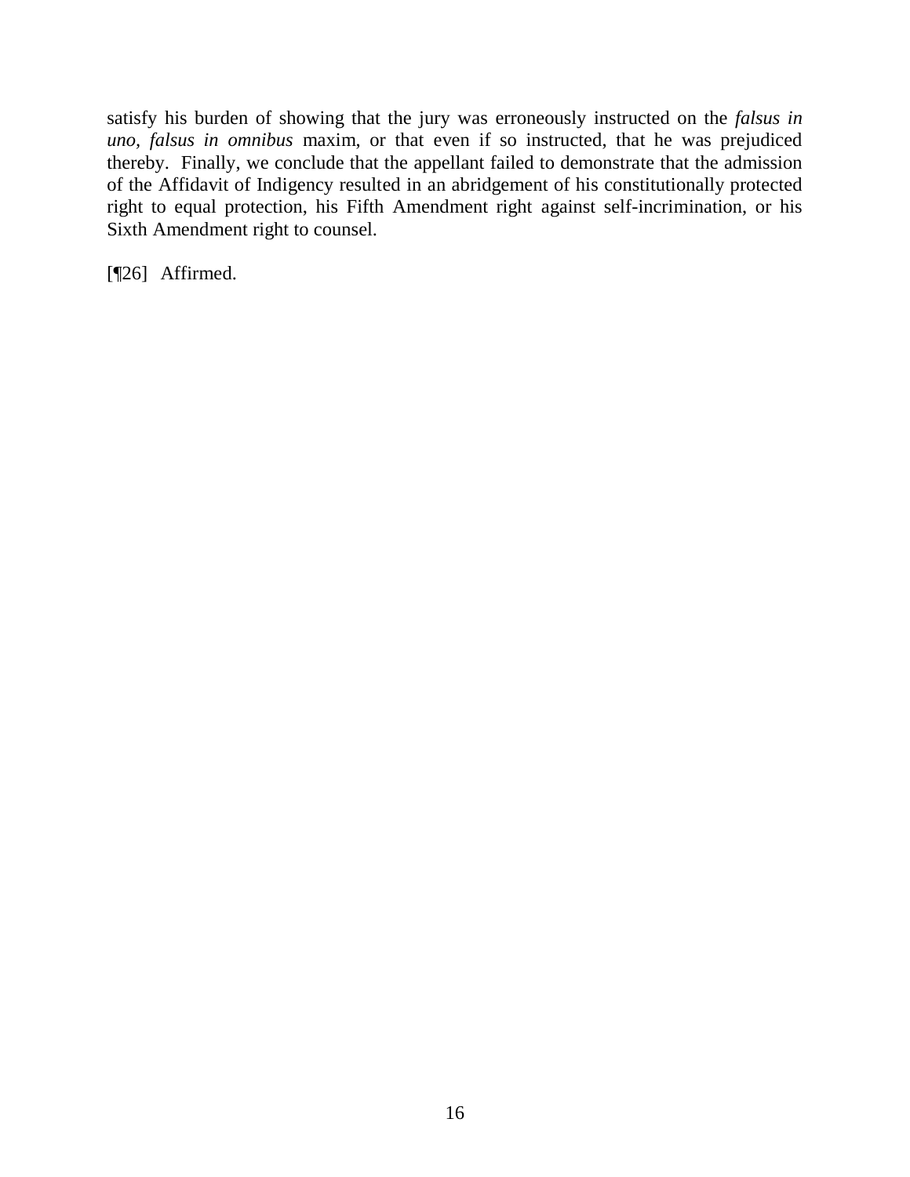satisfy his burden of showing that the jury was erroneously instructed on the *falsus in uno, falsus in omnibus* maxim, or that even if so instructed, that he was prejudiced thereby. Finally, we conclude that the appellant failed to demonstrate that the admission of the Affidavit of Indigency resulted in an abridgement of his constitutionally protected right to equal protection, his Fifth Amendment right against self-incrimination, or his Sixth Amendment right to counsel.

[¶26] Affirmed.